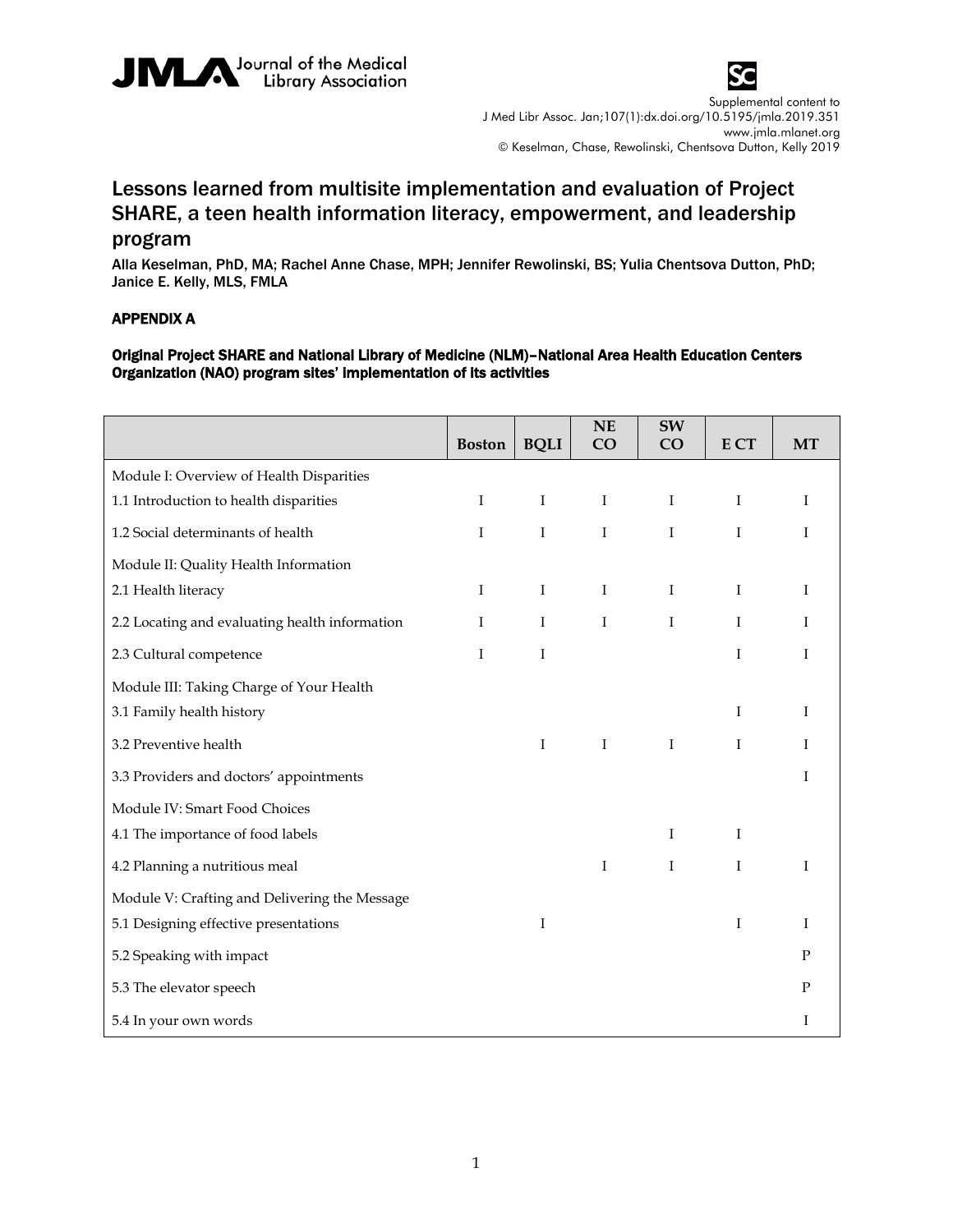# Lessons learned from multisite implementation and evaluation of Project SHARE, a teen health information literacy, empowerment, and leadership program

Alla Keselman, PhD, MA; Rachel Anne Chase, MPH; Jennifer Rewolinski, BS; Yulia Chentsova Dutton, PhD; Janice E. Kelly, MLS, FMLA

## APPENDIX A

### Original Project SHARE and National Library of Medicine (NLM)–National Area Health Education Centers Organization (NAO) program sites' implementation of its activities

| | Boston | BQLI | NE CO | SW CO | E CT | MT |
|---|---|---|---|---|---|---|
| Module I: Overview of Health Disparities | | | | | | |
| 1.1 Introduction to health disparities | I | I | I | I | I | I |
| 1.2 Social determinants of health | I | I | I | I | I | I |
| Module II: Quality Health Information | | | | | | |
| 2.1 Health literacy | I | I | I | I | I | I |
| 2.2 Locating and evaluating health information | I | I | I | I | I | I |
| 2.3 Cultural competence | I | I | | | I | I |
| Module III: Taking Charge of Your Health | | | | | | |
| 3.1 Family health history | | | | | I | I |
| 3.2 Preventive health | | I | I | I | I | I |
| 3.3 Providers and doctors' appointments | | | | | | I |
| Module IV: Smart Food Choices | | | | | | |
| 4.1 The importance of food labels | | | | I | I | |
| 4.2 Planning a nutritious meal | | | I | I | I | I |
| Module V: Crafting and Delivering the Message | | | | | | |
| 5.1 Designing effective presentations | | I | | | I | I |
| 5.2 Speaking with impact | | | | | | P |
| 5.3 The elevator speech | | | | | | P |
| 5.4 In your own words | | | | | | I |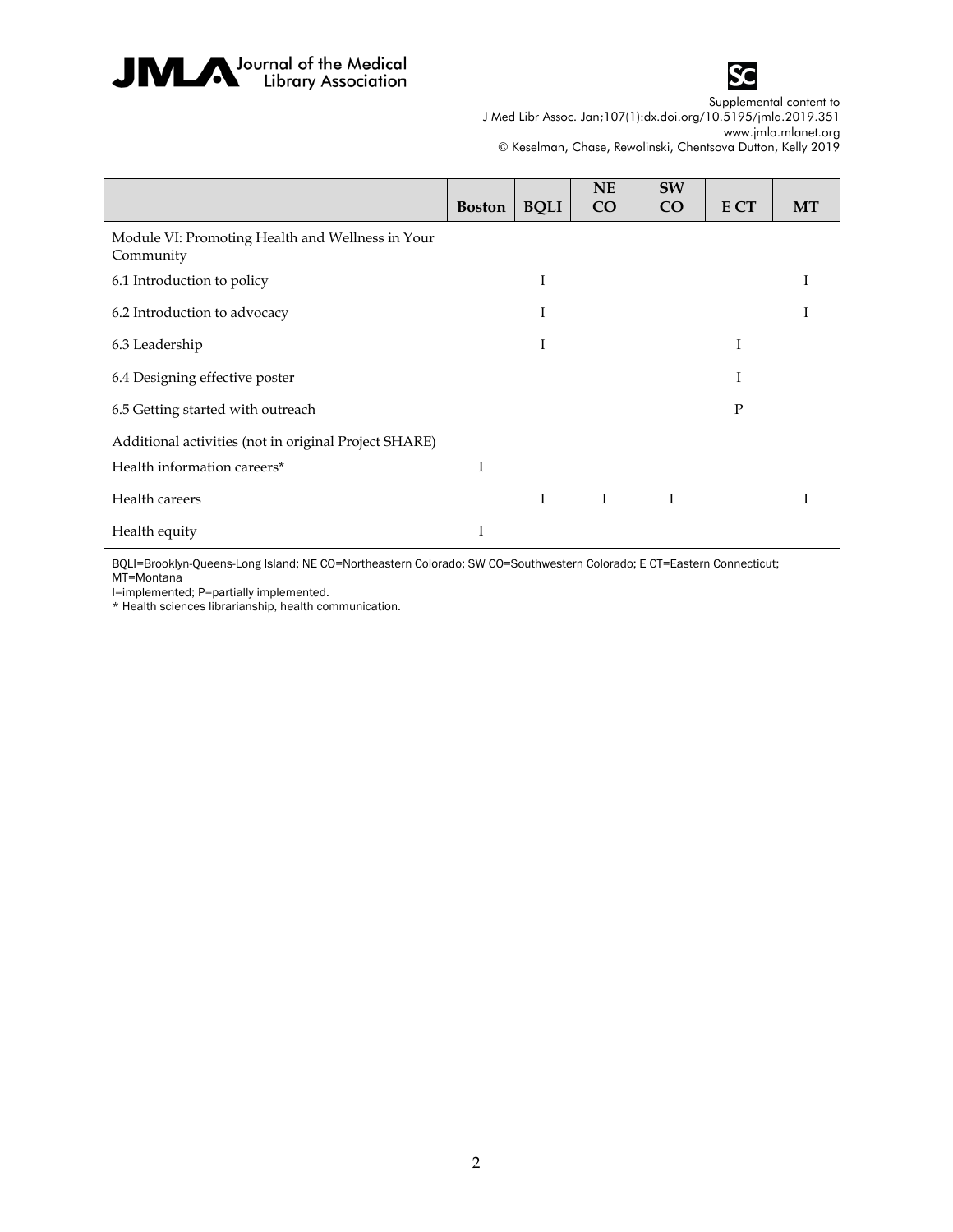| | Boston | BQLI | NE CO | SW CO | E CT | MT |
|---|---|---|---|---|---|---|
| Module VI: Promoting Health and Wellness in Your Community | | | | | | |
| 6.1 Introduction to policy | | I | | | | I |
| 6.2 Introduction to advocacy | | I | | | | I |
| 6.3 Leadership | | I | | | I | |
| 6.4 Designing effective poster | | | | | I | |
| 6.5 Getting started with outreach | | | | | P | |
| Additional activities (not in original Project SHARE) | | | | | | |
| Health information careers* | I | | | | | |
| Health careers | | I | I | I | | I |
| Health equity | I | | | | | |

BQLI=Brooklyn-Queens-Long Island; NE CO=Northeastern Colorado; SW CO=Southwestern Colorado; E CT=Eastern Connecticut; MT=Montana

I=implemented; P=partially implemented.

* Health sciences librarianship, health communication.